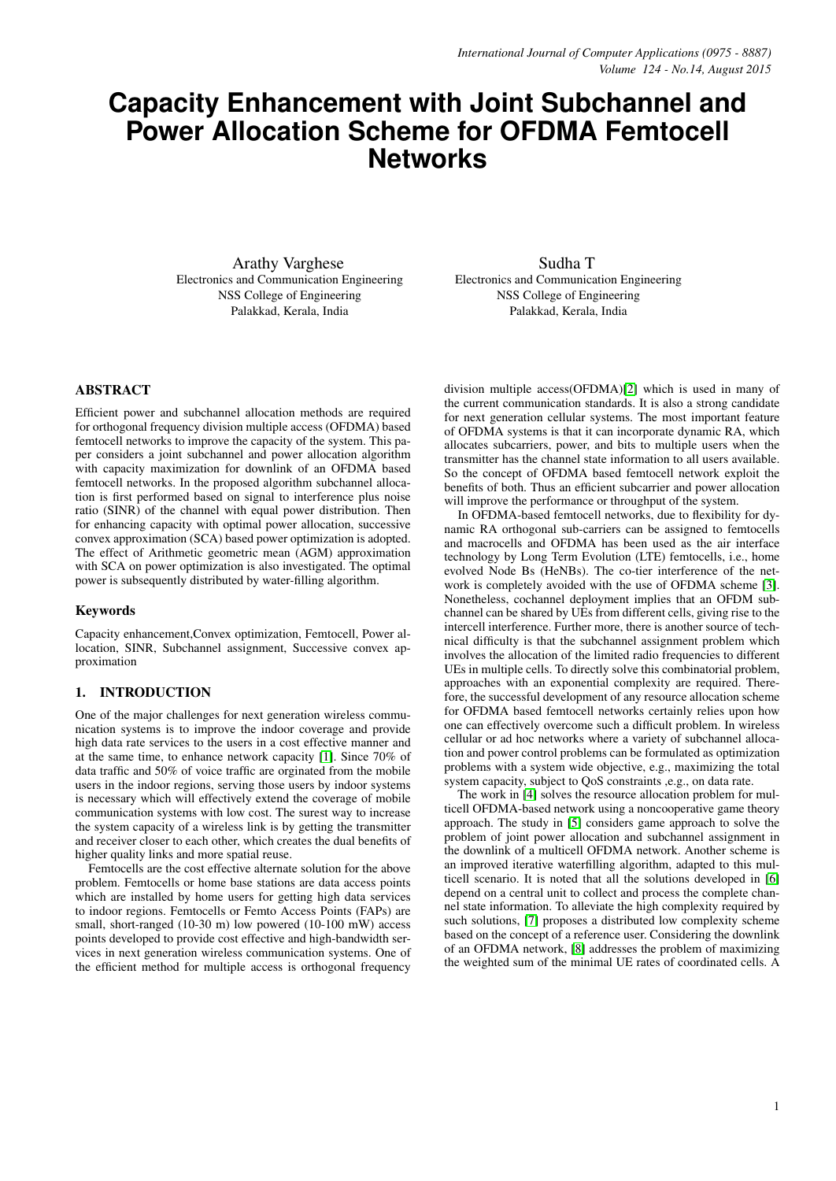# Capacity Enhancement with Joint Subchannel and Power Allocation Scheme for OFDMA Femtocell Networks

Arathy Varghese
Electronics and Communication Engineering
NSS College of Engineering
Palakkad, Kerala, India

Sudha T
Electronics and Communication Engineering
NSS College of Engineering
Palakkad, Kerala, India

## ABSTRACT

Efficient power and subchannel allocation methods are required for orthogonal frequency division multiple access (OFDMA) based femtocell networks to improve the capacity of the system. This paper considers a joint subchannel and power allocation algorithm with capacity maximization for downlink of an OFDMA based femtocell networks. In the proposed algorithm subchannel allocation is first performed based on signal to interference plus noise ratio (SINR) of the channel with equal power distribution. Then for enhancing capacity with optimal power allocation, successive convex approximation (SCA) based power optimization is adopted. The effect of Arithmetic geometric mean (AGM) approximation with SCA on power optimization is also investigated. The optimal power is subsequently distributed by water-filling algorithm.

### Keywords

Capacity enhancement,Convex optimization, Femtocell, Power allocation, SINR, Subchannel assignment, Successive convex approximation

## 1. INTRODUCTION

One of the major challenges for next generation wireless communication systems is to improve the indoor coverage and provide high data rate services to the users in a cost effective manner and at the same time, to enhance network capacity [1]. Since 70% of data traffic and 50% of voice traffic are orginated from the mobile users in the indoor regions, serving those users by indoor systems is necessary which will effectively extend the coverage of mobile communication systems with low cost. The surest way to increase the system capacity of a wireless link is by getting the transmitter and receiver closer to each other, which creates the dual benefits of higher quality links and more spatial reuse.

Femtocells are the cost effective alternate solution for the above problem. Femtocells or home base stations are data access points which are installed by home users for getting high data services to indoor regions. Femtocells or Femto Access Points (FAPs) are small, short-ranged (10-30 m) low powered (10-100 mW) access points developed to provide cost effective and high-bandwidth services in next generation wireless communication systems. One of the efficient method for multiple access is orthogonal frequency division multiple access(OFDMA)[2] which is used in many of the current communication standards. It is also a strong candidate for next generation cellular systems. The most important feature of OFDMA systems is that it can incorporate dynamic RA, which allocates subcarriers, power, and bits to multiple users when the transmitter has the channel state information to all users available. So the concept of OFDMA based femtocell network exploit the benefits of both. Thus an efficient subcarrier and power allocation will improve the performance or throughput of the system.

In OFDMA-based femtocell networks, due to flexibility for dynamic RA orthogonal sub-carriers can be assigned to femtocells and macrocells and OFDMA has been used as the air interface technology by Long Term Evolution (LTE) femtocells, i.e., home evolved Node Bs (HeNBs). The co-tier interference of the network is completely avoided with the use of OFDMA scheme [3]. Nonetheless, cochannel deployment implies that an OFDM subchannel can be shared by UEs from different cells, giving rise to the intercell interference. Further more, there is another source of technical difficulty is that the subchannel assignment problem which involves the allocation of the limited radio frequencies to different UEs in multiple cells. To directly solve this combinatorial problem, approaches with an exponential complexity are required. Therefore, the successful development of any resource allocation scheme for OFDMA based femtocell networks certainly relies upon how one can effectively overcome such a difficult problem. In wireless cellular or ad hoc networks where a variety of subchannel allocation and power control problems can be formulated as optimization problems with a system wide objective, e.g., maximizing the total system capacity, subject to QoS constraints ,e.g., on data rate.

The work in [4] solves the resource allocation problem for multicell OFDMA-based network using a noncooperative game theory approach. The study in [5] considers game approach to solve the problem of joint power allocation and subchannel assignment in the downlink of a multicell OFDMA network. Another scheme is an improved iterative waterfilling algorithm, adapted to this multicell scenario. It is noted that all the solutions developed in [6] depend on a central unit to collect and process the complete channel state information. To alleviate the high complexity required by such solutions, [7] proposes a distributed low complexity scheme based on the concept of a reference user. Considering the downlink of an OFDMA network, [8] addresses the problem of maximizing the weighted sum of the minimal UE rates of coordinated cells. A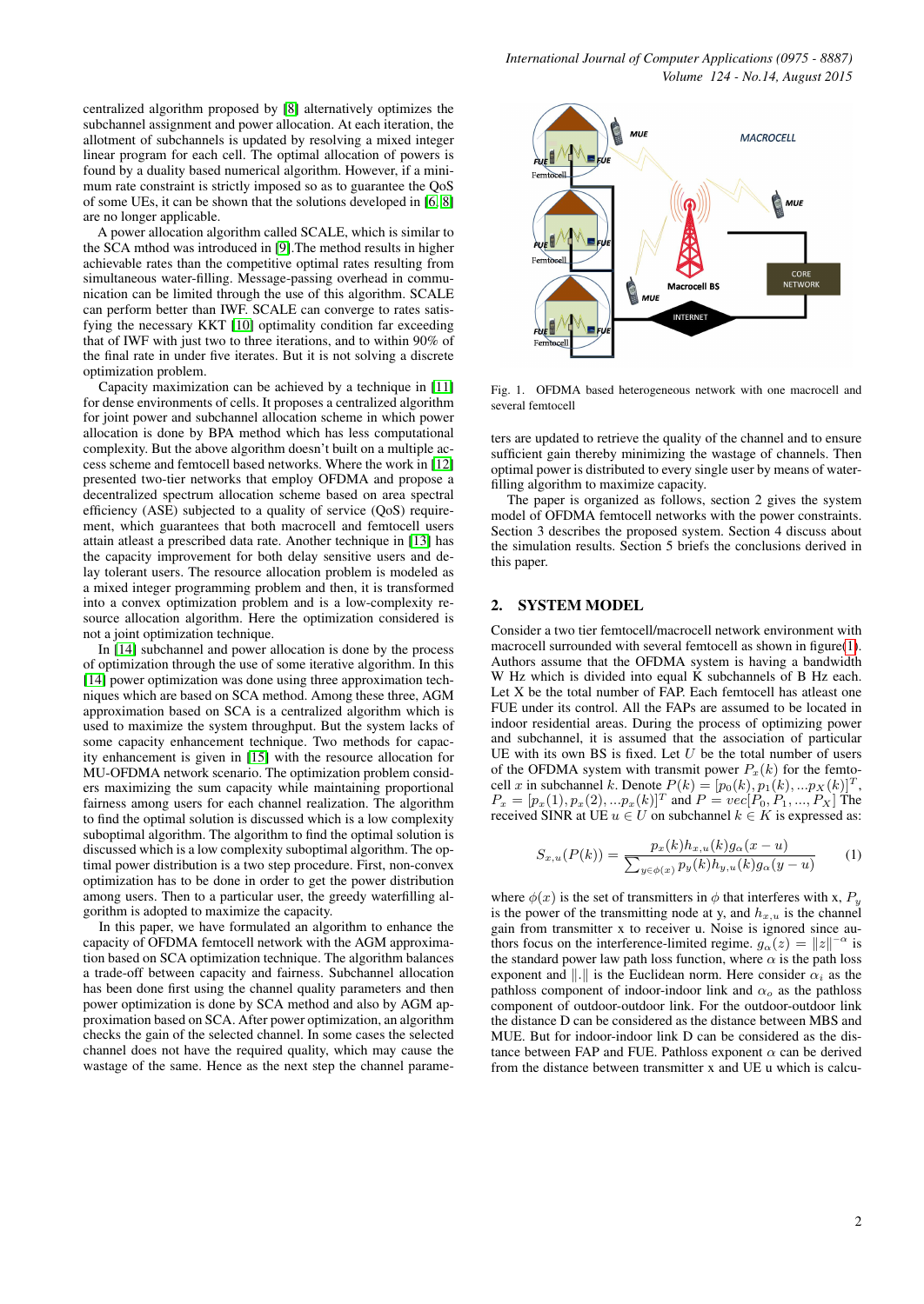centralized algorithm proposed by [8] alternatively optimizes the subchannel assignment and power allocation. At each iteration, the allotment of subchannels is updated by resolving a mixed integer linear program for each cell. The optimal allocation of powers is found by a duality based numerical algorithm. However, if a minimum rate constraint is strictly imposed so as to guarantee the QoS of some UEs, it can be shown that the solutions developed in [6, 8] are no longer applicable.

A power allocation algorithm called SCALE, which is similar to the SCA mthod was introduced in [9].The method results in higher achievable rates than the competitive optimal rates resulting from simultaneous water-filling. Message-passing overhead in communication can be limited through the use of this algorithm. SCALE can perform better than IWF. SCALE can converge to rates satisfying the necessary KKT [10] optimality condition far exceeding that of IWF with just two to three iterations, and to within 90% of the final rate in under five iterates. But it is not solving a discrete optimization problem.

Capacity maximization can be achieved by a technique in [11] for dense environments of cells. It proposes a centralized algorithm for joint power and subchannel allocation scheme in which power allocation is done by BPA method which has less computational complexity. But the above algorithm doesn't built on a multiple access scheme and femtocell based networks. Where the work in [12] presented two-tier networks that employ OFDMA and propose a decentralized spectrum allocation scheme based on area spectral efficiency (ASE) subjected to a quality of service (QoS) requirement, which guarantees that both macrocell and femtocell users attain atleast a prescribed data rate. Another technique in [13] has the capacity improvement for both delay sensitive users and delay tolerant users. The resource allocation problem is modeled as a mixed integer programming problem and then, it is transformed into a convex optimization problem and is a low-complexity resource allocation algorithm. Here the optimization considered is not a joint optimization technique.

In [14] subchannel and power allocation is done by the process of optimization through the use of some iterative algorithm. In this [14] power optimization was done using three approximation techniques which are based on SCA method. Among these three, AGM approximation based on SCA is a centralized algorithm which is used to maximize the system throughput. But the system lacks of some capacity enhancement technique. Two methods for capacity enhancement is given in [15] with the resource allocation for MU-OFDMA network scenario. The optimization problem considers maximizing the sum capacity while maintaining proportional fairness among users for each channel realization. The algorithm to find the optimal solution is discussed which is a low complexity suboptimal algorithm. The algorithm to find the optimal solution is discussed which is a low complexity suboptimal algorithm. The optimal power distribution is a two step procedure. First, non-convex optimization has to be done in order to get the power distribution among users. Then to a particular user, the greedy waterfilling algorithm is adopted to maximize the capacity.

In this paper, we have formulated an algorithm to enhance the capacity of OFDMA femtocell network with the AGM approximation based on SCA optimization technique. The algorithm balances a trade-off between capacity and fairness. Subchannel allocation has been done first using the channel quality parameters and then power optimization is done by SCA method and also by AGM approximation based on SCA. After power optimization, an algorithm checks the gain of the selected channel. In some cases the selected channel does not have the required quality, which may cause the wastage of the same. Hence as the next step the channel parameters are updated to retrieve the quality of the channel and to ensure sufficient gain thereby minimizing the wastage of channels. Then optimal power is distributed to every single user by means of water-filling algorithm to maximize capacity.

Fig. 1. OFDMA based heterogeneous network with one macrocell and several femtocell

The paper is organized as follows, section 2 gives the system model of OFDMA femtocell networks with the power constraints. Section 3 describes the proposed system. Section 4 discuss about the simulation results. Section 5 briefs the conclusions derived in this paper.

## 2. SYSTEM MODEL

Consider a two tier femtocell/macrocell network environment with macrocell surrounded with several femtocell as shown in figure(1). Authors assume that the OFDMA system is having a bandwidth W Hz which is divided into equal K subchannels of B Hz each. Let X be the total number of FAP. Each femtocell has atleast one FUE under its control. All the FAPs are assumed to be located in indoor residential areas. During the process of optimizing power and subchannel, it is assumed that the association of particular UE with its own BS is fixed. Let $U$ be the total number of users of the OFDMA system with transmit power $P_x(k)$ for the femtocell $x$ in subchannel $k$. Denote $P(k) = [p_0(k), p_1(k), ...p_X(k)]^T$, $P_x = [p_x(1), p_x(2), ...p_x(k)]^T$ and $P = vec[P_0, P_1, ..., P_X]$ The received SINR at UE $u \in U$ on subchannel $k \in K$ is expressed as:

$$S_{x,u}(P(k)) = \frac{p_x(k)h_{x,u}(k)g_\alpha(x-u)}{\sum_{y\in\phi(x)} p_y(k)h_{y,u}(k)g_\alpha(y-u)} \quad (1)$$

where $\phi(x)$ is the set of transmitters in $\phi$ that interferes with x, $P_y$ is the power of the transmitting node at y, and $h_{x,u}$ is the channel gain from transmitter x to receiver u. Noise is ignored since authors focus on the interference-limited regime. $g_\alpha(z) = \|z\|^{-\alpha}$ is the standard power law path loss function, where $\alpha$ is the path loss exponent and $\|.\|$ is the Euclidean norm. Here consider $\alpha_i$ as the pathloss component of indoor-indoor link and $\alpha_o$ as the pathloss component of outdoor-outdoor link. For the outdoor-outdoor link the distance D can be considered as the distance between MBS and MUE. But for indoor-indoor link D can be considered as the distance between FAP and FUE. Pathloss exponent $\alpha$ can be derived from the distance between transmitter x and UE u which is calcu-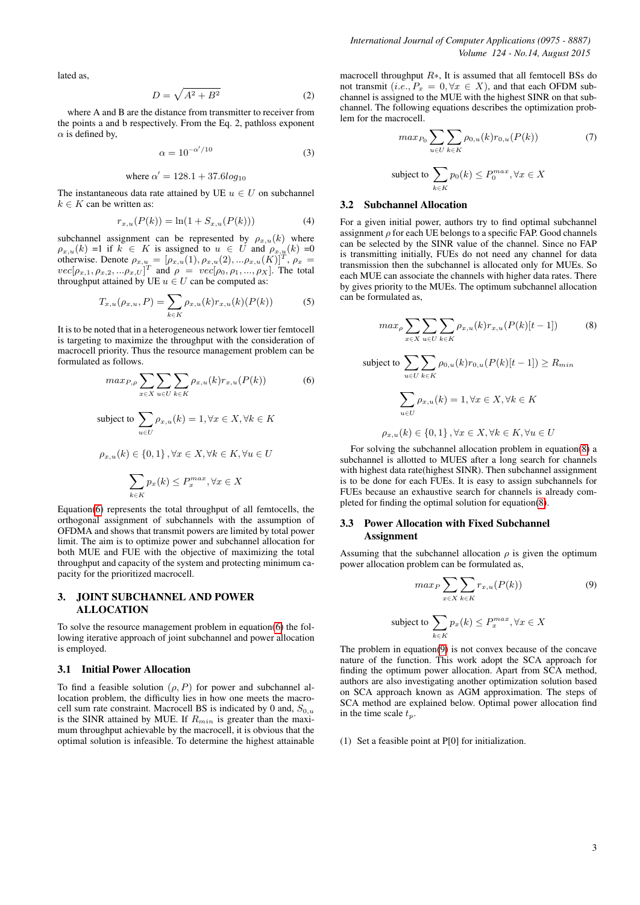lated as,

$$D = \sqrt{A^2 + B^2} \tag{2}$$

where A and B are the distance from transmitter to receiver from the points a and b respectively. From the Eq. 2, pathloss exponent $\alpha$ is defined by,

$$\alpha = 10^{-\alpha'/10} \tag{3}$$

$$\text{where } \alpha' = 128.1 + 37.6log_{10}$$

The instantaneous data rate attained by UE $u \in U$ on subchannel $k \in K$ can be written as:

$$r_{x,u}(P(k)) = \ln(1 + S_{x,u}(P(k))) \tag{4}$$

subchannel assignment can be represented by $\rho_{x,u}(k)$ where $\rho_{x,u}(k)$ =1 if $k \in K$ is assigned to $u \in U$ and $\rho_{x,u}(k)$ =0 otherwise. Denote $\rho_{x,u} = [\rho_{x,u}(1), \rho_{x,u}(2), ...\rho_{x,u}(K)]^T$, $\rho_x = vec[\rho_{x,1}, \rho_{x,2}, ...\rho_{x,U}]^T$ and $\rho = vec[\rho_0, \rho_1, ..., \rho_X]$. The total throughput attained by UE $u \in U$ can be computed as:

$$T_{x,u}(\rho_{x,u}, P) = \sum_{k \in K} \rho_{x,u}(k) r_{x,u}(k)(P(k)) \tag{5}$$

It is to be noted that in a heterogeneous network lower tier femtocell is targeting to maximize the throughput with the consideration of macrocell priority. Thus the resource management problem can be formulated as follows.

$$max_{P,\rho} \sum_{x \in X} \sum_{u \in U} \sum_{k \in K} \rho_{x,u}(k) r_{x,u}(P(k)) \tag{6}$$

$$\text{subject to } \sum_{u \in U} \rho_{x,u}(k) = 1, \forall x \in X, \forall k \in K$$

$$\rho_{x,u}(k) \in \{0, 1\}, \forall x \in X, \forall k \in K, \forall u \in U$$

$$\sum_{k \in K} p_x(k) \leq P_x^{max}, \forall x \in X$$

Equation(6) represents the total throughput of all femtocells, the orthogonal assignment of subchannels with the assumption of OFDMA and shows that transmit powers are limited by total power limit. The aim is to optimize power and subchannel allocation for both MUE and FUE with the objective of maximizing the total throughput and capacity of the system and protecting minimum capacity for the prioritized macrocell.

## 3. JOINT SUBCHANNEL AND POWER ALLOCATION

To solve the resource management problem in equation(6) the following iterative approach of joint subchannel and power allocation is employed.

### 3.1 Initial Power Allocation

To find a feasible solution $(\rho, P)$ for power and subchannel allocation problem, the difficulty lies in how one meets the macrocell sum rate constraint. Macrocell BS is indicated by 0 and, $S_{0,u}$ is the SINR attained by MUE. If $R_{min}$ is greater than the maximum throughput achievable by the macrocell, it is obvious that the optimal solution is infeasible. To determine the highest attainable macrocell throughput $R*$, It is assumed that all femtocell BSs do not transmit ($i.e.$, $P_x = 0, \forall x \in X$), and that each OFDM subchannel is assigned to the MUE with the highest SINR on that subchannel. The following equations describes the optimization problem for the macrocell.

$$max_{P_0} \sum_{u \in U} \sum_{k \in K} \rho_{0,u}(k) r_{0,u}(P(k)) \tag{7}$$

$$\text{subject to } \sum_{k \in K} p_0(k) \leq P_0^{max}, \forall x \in X$$

### 3.2 Subchannel Allocation

For a given initial power, authors try to find optimal subchannel assignment $\rho$ for each UE belongs to a specific FAP. Good channels can be selected by the SINR value of the channel. Since no FAP is transmitting initially, FUEs do not need any channel for data transmission then the subchannel is allocated only for MUEs. So each MUE can associate the channels with higher data rates. There by gives priority to the MUEs. The optimum subchannel allocation can be formulated as,

$$max_{\rho} \sum_{x \in X} \sum_{u \in U} \sum_{k \in K} \rho_{x,u}(k) r_{x,u}(P(k)[t-1]) \tag{8}$$

$$\text{subject to } \sum_{u \in U} \sum_{k \in K} \rho_{0,u}(k) r_{0,u}(P(k)[t-1]) \geq R_{min}$$

$$\sum_{u \in U} \rho_{x,u}(k) = 1, \forall x \in X, \forall k \in K$$

$$\rho_{x,u}(k) \in \{0, 1\}, \forall x \in X, \forall k \in K, \forall u \in U$$

For solving the subchannel allocation problem in equation(8) a subchannel is allotted to MUES after a long search for channels with highest data rate(highest SINR). Then subchannel assignment is to be done for each FUEs. It is easy to assign subchannels for FUEs because an exhaustive search for channels is already completed for finding the optimal solution for equation(8).

### 3.3 Power Allocation with Fixed Subchannel Assignment

Assuming that the subchannel allocation $\rho$ is given the optimum power allocation problem can be formulated as,

$$max_P \sum_{x \in X} \sum_{k \in K} r_{x,u}(P(k)) \tag{9}$$

$$\text{subject to } \sum_{k \in K} p_x(k) \leq P_x^{max}, \forall x \in X$$

The problem in equation(9) is not convex because of the concave nature of the function. This work adopt the SCA approach for finding the optimum power allocation. Apart from SCA method, authors are also investigating another optimization solution based on SCA approach known as AGM approximation. The steps of SCA method are explained below. Optimal power allocation find in the time scale $t_p$.

(1) Set a feasible point at P[0] for initialization.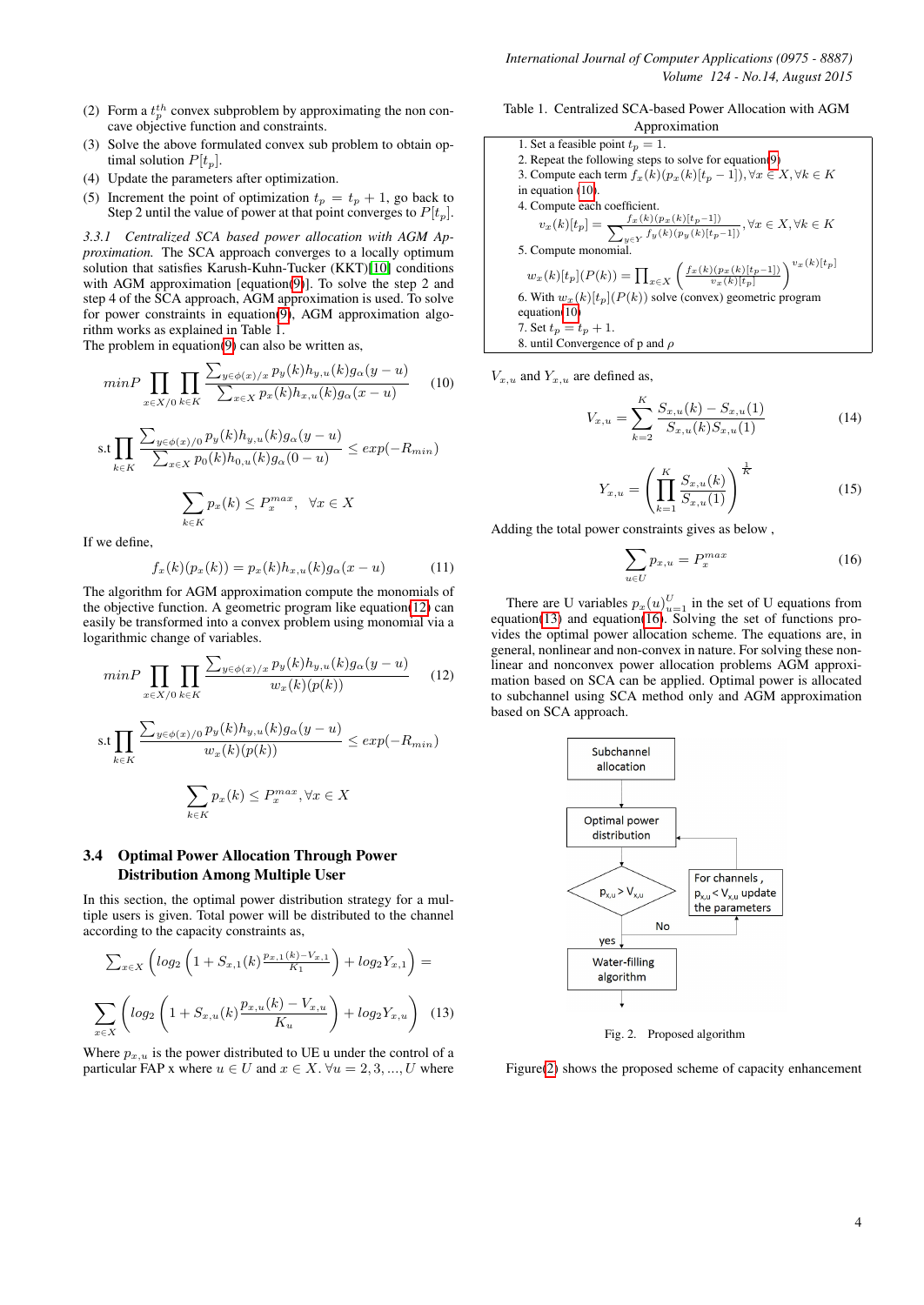(2) Form a $t_p^{th}$ convex subproblem by approximating the non concave objective function and constraints.

(3) Solve the above formulated convex sub problem to obtain optimal solution $P[t_p]$.

(4) Update the parameters after optimization.

(5) Increment the point of optimization $t_p = t_p + 1$, go back to Step 2 until the value of power at that point converges to $P[t_p]$.

#### 3.3.1 *Centralized SCA based power allocation with AGM Approximation.*

The SCA approach converges to a locally optimum solution that satisfies Karush-Kuhn-Tucker (KKT)[10] conditions with AGM approximation [equation(9)]. To solve the step 2 and step 4 of the SCA approach, AGM approximation is used. To solve for power constraints in equation(9), AGM approximation algorithm works as explained in Table 1.

The problem in equation(9) can also be written as,

$$min P \prod_{x\in X/0}\prod_{k\in K}\frac{\sum_{y\in\phi(x)/x} p_y(k)h_{y,u}(k)g_\alpha(y-u)}{\sum_{x\in X} p_x(k)h_{x,u}(k)g_\alpha(x-u)} \quad (10)$$

$$\text{s.t} \prod_{k\in K}\frac{\sum_{y\in\phi(x)/0} p_y(k)h_{y,u}(k)g_\alpha(y-u)}{\sum_{x\in X} p_0(k)h_{0,u}(k)g_\alpha(0-u)} \le exp(-R_{min})$$

$$\sum_{k\in K} p_x(k) \le P_x^{max}, \quad \forall x \in X$$

If we define,

$$f_x(k)(p_x(k)) = p_x(k)h_{x,u}(k)g_\alpha(x-u) \quad (11)$$

The algorithm for AGM approximation compute the monomials of the objective function. A geometric program like equation(12) can easily be transformed into a convex problem using monomial via a logarithmic change of variables.

$$min P \prod_{x\in X/0}\prod_{k\in K}\frac{\sum_{y\in\phi(x)/x} p_y(k)h_{y,u}(k)g_\alpha(y-u)}{w_x(k)(p(k))} \quad (12)$$

$$\text{s.t} \prod_{k\in K}\frac{\sum_{y\in\phi(x)/0} p_y(k)h_{y,u}(k)g_\alpha(y-u)}{w_x(k)(p(k))} \le exp(-R_{min})$$

$$\sum_{k\in K} p_x(k) \le P_x^{max}, \forall x \in X$$

### 3.4 Optimal Power Allocation Through Power Distribution Among Multiple User

In this section, the optimal power distribution strategy for a multiple users is given. Total power will be distributed to the channel according to the capacity constraints as,

$$\sum_{x\in X}\left(log_2\left(1 + S_{x,1}(k)\frac{p_{x,1}(k)-V_{x,1}}{K_1}\right) + log_2 Y_{x,1}\right) =$$

$$\sum_{x\in X}\left(log_2\left(1 + S_{x,u}(k)\frac{p_{x,u}(k)-V_{x,u}}{K_u}\right) + log_2 Y_{x,u}\right) \quad (13)$$

Where $p_{x,u}$ is the power distributed to UE u under the control of a particular FAP x where $u \in U$ and $x \in X$. $\forall u = 2, 3, ..., U$ where $V_{x,u}$ and $Y_{x,u}$ are defined as,

$$V_{x,u} = \sum_{k=2}^{K}\frac{S_{x,u}(k) - S_{x,u}(1)}{S_{x,u}(k)S_{x,u}(1)} \quad (14)$$

$$Y_{x,u} = \left(\prod_{k=1}^{K}\frac{S_{x,u}(k)}{S_{x,u}(1)}\right)^{\frac{1}{K}} \quad (15)$$

Adding the total power constraints gives as below ,

$$\sum_{u\in U} p_{x,u} = P_x^{max} \quad (16)$$

There are U variables $p_x(u)_{u=1}^{U}$ in the set of U equations from equation(13) and equation(16). Solving the set of functions provides the optimal power allocation scheme. The equations are, in general, nonlinear and non-convex in nature. For solving these nonlinear and nonconvex power allocation problems AGM approximation based on SCA can be applied. Optimal power is allocated to subchannel using SCA method only and AGM approximation based on SCA approach.

Table 1. Centralized SCA-based Power Allocation with AGM Approximation

| |
|---|
| 1. Set a feasible point $t_p = 1$. |
| 2. Repeat the following steps to solve for equation(9) |
| 3. Compute each term $f_x(k)(p_x(k)[t_p-1]), \forall x \in X, \forall k \in K$ in equation (10). |
| 4. Compute each coefficient. $v_x(k)[t_p] = \frac{f_x(k)(p_x(k)[t_p-1])}{\sum_{y\in Y} f_y(k)(p_y(k)[t_p-1])}, \forall x \in X, \forall k \in K$ |
| 5. Compute monomial. $w_x(k)[t_p](P(k)) = \prod_{x\in X}\left(\frac{f_x(k)(p_x(k)[t_p-1])}{v_x(k)[t_p]}\right)^{v_x(k)[t_p]}$ |
| 6. With $w_x(k)[t_p](P(k))$ solve (convex) geometric program equation(10) |
| 7. Set $t_p = t_p + 1$. |
| 8. until Convergence of p and $\rho$ |

Subchannel allocation → Optimal power distribution → $p_{x,u} > V_{x,u}$ — yes → Water-filling algorithm; No → For channels, $p_{x,u} < V_{x,u}$ update the parameters → Optimal power distribution

Fig. 2. Proposed algorithm

Figure(2) shows the proposed scheme of capacity enhancement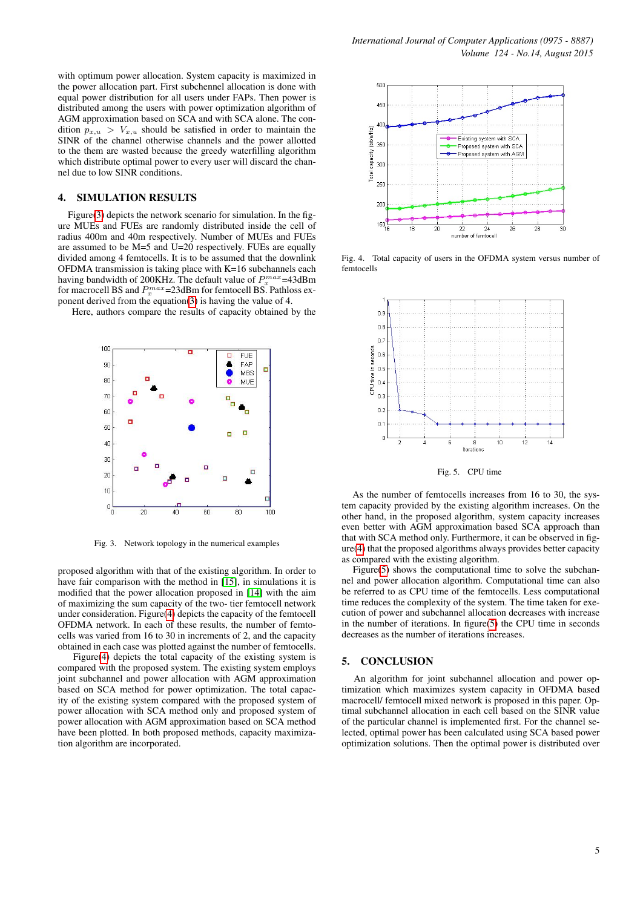with optimum power allocation. System capacity is maximized in the power allocation part. First subchennel allocation is done with equal power distribution for all users under FAPs. Then power is distributed among the users with power optimization algorithm of AGM approximation based on SCA and with SCA alone. The condition $p_{x,u} > V_{x,u}$ should be satisfied in order to maintain the SINR of the channel otherwise channels and the power allotted to the them are wasted because the greedy waterfilling algorithm which distribute optimal power to every user will discard the channel due to low SINR conditions.

## 4. SIMULATION RESULTS

Figure(3) depicts the network scenario for simulation. In the figure MUEs and FUEs are randomly distributed inside the cell of radius 400m and 40m respectively. Number of MUEs and FUEs are assumed to be M=5 and U=20 respectively. FUEs are equally divided among 4 femtocells. It is to be assumed that the downlink OFDMA transmission is taking place with K=16 subchannels each having bandwidth of 200KHz. The default value of $P_x^{max}$=43dBm for macrocell BS and $P_x^{max}$=23dBm for femtocell BS. Pathloss exponent derived from the equation(3) is having the value of 4.

Here, authors compare the results of capacity obtained by the proposed algorithm with that of the existing algorithm. In order to have fair comparison with the method in [15], in simulations it is modified that the power allocation proposed in [14] with the aim of maximizing the sum capacity of the two- tier femtocell network under consideration. Figure(4) depicts the capacity of the femtocell OFDMA network. In each of these results, the number of femtocells was varied from 16 to 30 in increments of 2, and the capacity obtained in each case was plotted against the number of femtocells.

Figure(4) depicts the total capacity of the existing system is compared with the proposed system. The existing system employs joint subchannel and power allocation with AGM approximation based on SCA method for power optimization. The total capacity of the existing system compared with the proposed system of power allocation with SCA method only and proposed system of power allocation with AGM approximation based on SCA method have been plotted. In both proposed methods, capacity maximization algorithm are incorporated.

Fig. 3. Network topology in the numerical examples

Fig. 4. Total capacity of users in the OFDMA system versus number of femtocells

Fig. 5. CPU time

As the number of femtocells increases from 16 to 30, the system capacity provided by the existing algorithm increases. On the other hand, in the proposed algorithm, system capacity increases even better with AGM approach based SCA approach than that with SCA method only. Furthermore, it can be observed in figure(4) that the proposed algorithms always provides better capacity as compared with the existing algorithm.

Figure(5) shows the computational time to solve the subchannel and power allocation algorithm. Computational time can also be referred to as CPU time of the femtocells. Less computational time reduces the complexity of the system. The time taken for execution of power and subchannel allocation decreases with increase in the number of iterations. In figure(5) the CPU time in seconds decreases as the number of iterations increases.

## 5. CONCLUSION

An algorithm for joint subchannel allocation and power optimization which maximizes system capacity in OFDMA based macrocell/ femtocell mixed network is proposed in this paper. Optimal subchannel allocation in each cell based on the SINR value of the particular channel is implemented first. For the channel selected, optimal power has been calculated using SCA based power optimization solutions. Then the optimal power is distributed over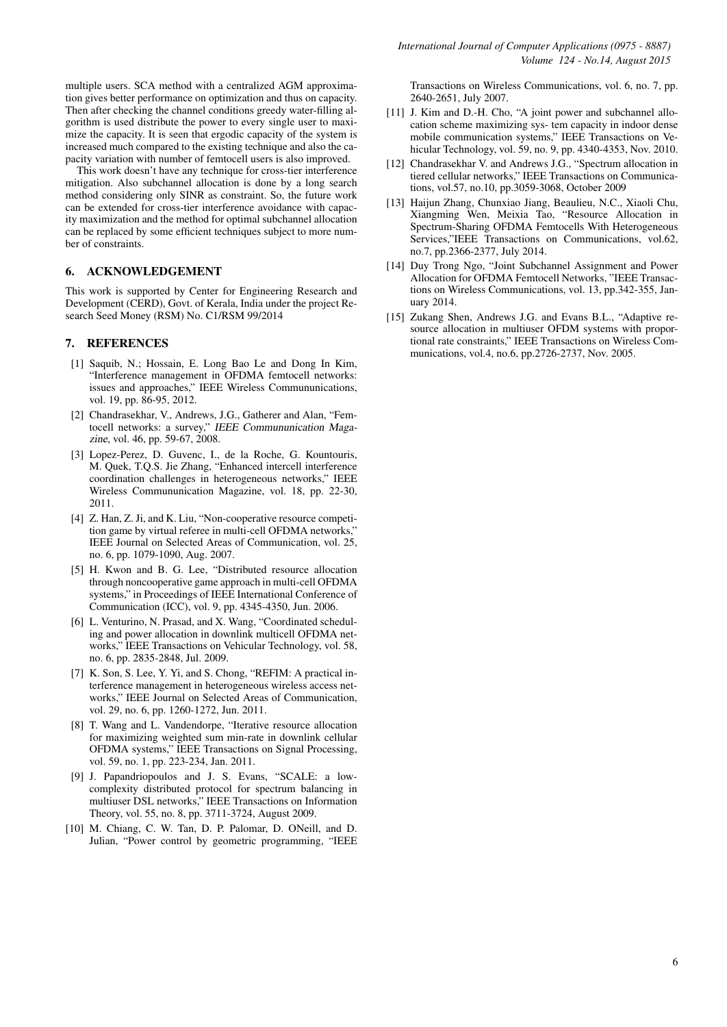multiple users. SCA method with a centralized AGM approximation gives better performance on optimization and thus on capacity. Then after checking the channel conditions greedy water-filling algorithm is used distribute the power to every single user to maximize the capacity. It is seen that ergodic capacity of the system is increased much compared to the existing technique and also the capacity variation with number of femtocell users is also improved.

This work doesn't have any technique for cross-tier interference mitigation. Also subchannel allocation is done by a long search method considering only SINR as constraint. So, the future work can be extended for cross-tier interference avoidance with capacity maximization and the method for optimal subchannel allocation can be replaced by some efficient techniques subject to more number of constraints.

## 6. ACKNOWLEDGEMENT

This work is supported by Center for Engineering Research and Development (CERD), Govt. of Kerala, India under the project Research Seed Money (RSM) No. C1/RSM 99/2014

## 7. REFERENCES

[1] Saquib, N.; Hossain, E. Long Bao Le and Dong In Kim, "Interference management in OFDMA femtocell networks: issues and approaches," IEEE Wireless Commununications, vol. 19, pp. 86-95, 2012.

[2] Chandrasekhar, V., Andrews, J.G., Gatherer and Alan, "Femtocell networks: a survey," *IEEE Commununication Magazine*, vol. 46, pp. 59-67, 2008.

[3] Lopez-Perez, D. Guvenc, I., de la Roche, G. Kountouris, M. Quek, T.Q.S. Jie Zhang, "Enhanced intercell interference coordination challenges in heterogeneous networks," IEEE Wireless Commununication Magazine, vol. 18, pp. 22-30, 2011.

[4] Z. Han, Z. Ji, and K. Liu, "Non-cooperative resource competition game by virtual referee in multi-cell OFDMA networks," IEEE Journal on Selected Areas of Communication, vol. 25, no. 6, pp. 1079-1090, Aug. 2007.

[5] H. Kwon and B. G. Lee, "Distributed resource allocation through noncooperative game approach in multi-cell OFDMA systems," in Proceedings of IEEE International Conference of Communication (ICC), vol. 9, pp. 4345-4350, Jun. 2006.

[6] L. Venturino, N. Prasad, and X. Wang, "Coordinated scheduling and power allocation in downlink multicell OFDMA networks," IEEE Transactions on Vehicular Technology, vol. 58, no. 6, pp. 2835-2848, Jul. 2009.

[7] K. Son, S. Lee, Y. Yi, and S. Chong, "REFIM: A practical interference management in heterogeneous wireless access networks," IEEE Journal on Selected Areas of Communication, vol. 29, no. 6, pp. 1260-1272, Jun. 2011.

[8] T. Wang and L. Vandendorpe, "Iterative resource allocation for maximizing weighted sum min-rate in downlink cellular OFDMA systems," IEEE Transactions on Signal Processing, vol. 59, no. 1, pp. 223-234, Jan. 2011.

[9] J. Papandriopoulos and J. S. Evans, "SCALE: a low-complexity distributed protocol for spectrum balancing in multiuser DSL networks," IEEE Transactions on Information Theory, vol. 55, no. 8, pp. 3711-3724, August 2009.

[10] M. Chiang, C. W. Tan, D. P. Palomar, D. ONeill, and D. Julian, "Power control by geometric programming, "IEEE Transactions on Wireless Communications, vol. 6, no. 7, pp. 2640-2651, July 2007.

[11] J. Kim and D.-H. Cho, "A joint power and subchannel allocation scheme maximizing sys- tem capacity in indoor dense mobile communication systems," IEEE Transactions on Vehicular Technology, vol. 59, no. 9, pp. 4340-4353, Nov. 2010.

[12] Chandrasekhar V. and Andrews J.G., "Spectrum allocation in tiered cellular networks," IEEE Transactions on Communications, vol.57, no.10, pp.3059-3068, October 2009

[13] Haijun Zhang, Chunxiao Jiang, Beaulieu, N.C., Xiaoli Chu, Xiangming Wen, Meixia Tao, "Resource Allocation in Spectrum-Sharing OFDMA Femtocells With Heterogeneous Services,"IEEE Transactions on Communications, vol.62, no.7, pp.2366-2377, July 2014.

[14] Duy Trong Ngo, "Joint Subchannel Assignment and Power Allocation for OFDMA Femtocell Networks, "IEEE Transactions on Wireless Communications, vol. 13, pp.342-355, January 2014.

[15] Zukang Shen, Andrews J.G. and Evans B.L., "Adaptive resource allocation in multiuser OFDM systems with proportional rate constraints," IEEE Transactions on Wireless Communications, vol.4, no.6, pp.2726-2737, Nov. 2005.